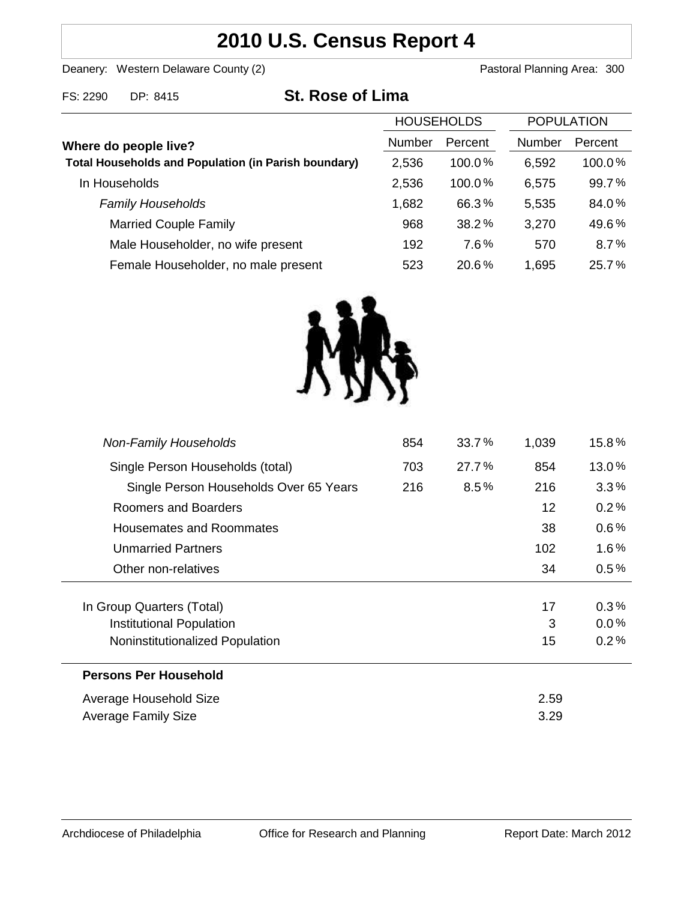# 2010 U.S. Census Report 4

Deanery: Western Delaware County (2) Pastoral Planning Area: 300

FS: 2290 DP: 8415

## St. Rose of Lima

| | HOUSEHOLDS | | POPULATION | |
|---|---|---|---|---|
| **Where do people live?** | Number | Percent | Number | Percent |
| **Total Households and Population (in Parish boundary)** | 2,536 | 100.0% | 6,592 | 100.0% |
| In Households | 2,536 | 100.0% | 6,575 | 99.7% |
| *Family Households* | 1,682 | 66.3% | 5,535 | 84.0% |
| Married Couple Family | 968 | 38.2% | 3,270 | 49.6% |
| Male Householder, no wife present | 192 | 7.6% | 570 | 8.7% |
| Female Householder, no male present | 523 | 20.6% | 1,695 | 25.7% |
| *Non-Family Households* | 854 | 33.7% | 1,039 | 15.8% |
| Single Person Households (total) | 703 | 27.7% | 854 | 13.0% |
| Single Person Households Over 65 Years | 216 | 8.5% | 216 | 3.3% |
| Roomers and Boarders | | | 12 | 0.2% |
| Housemates and Roommates | | | 38 | 0.6% |
| Unmarried Partners | | | 102 | 1.6% |
| Other non-relatives | | | 34 | 0.5% |
| In Group Quarters (Total) | | | 17 | 0.3% |
| Institutional Population | | | 3 | 0.0% |
| Noninstitutionalized Population | | | 15 | 0.2% |

**Persons Per Household**

| | |
|---|---|
| Average Household Size | 2.59 |
| Average Family Size | 3.29 |

Archdiocese of Philadelphia Office for Research and Planning Report Date: March 2012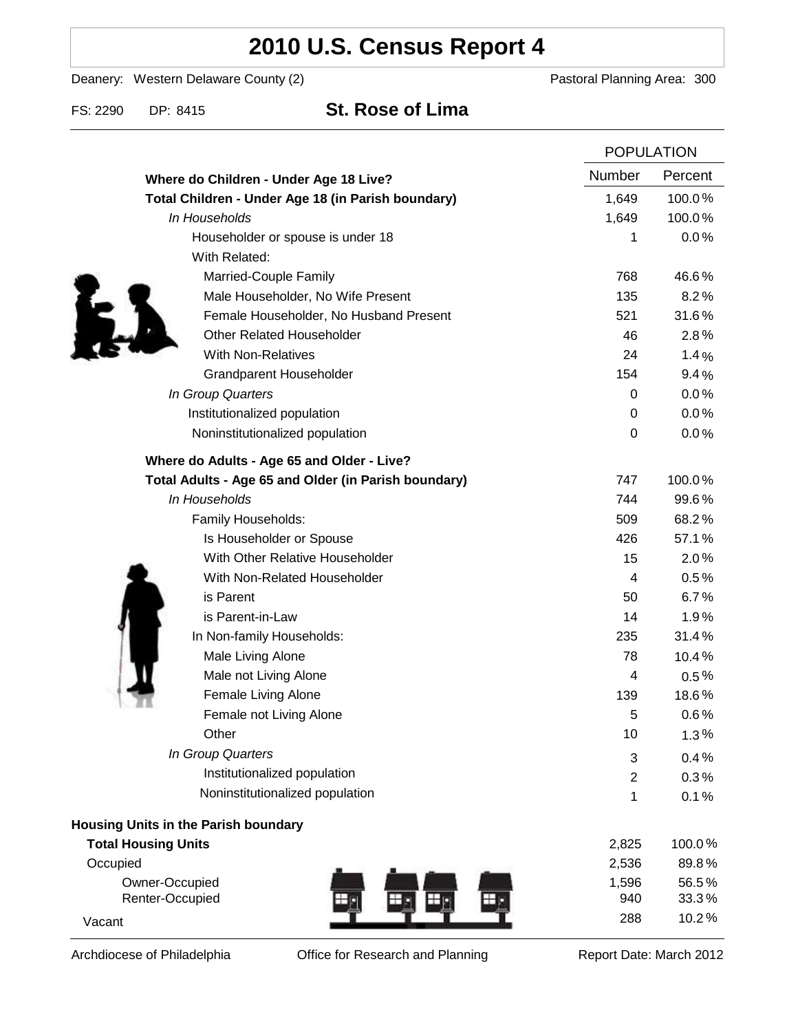# 2010 U.S. Census Report 4

Deanery: Western Delaware County (2) Pastoral Planning Area: 300

FS: 2290 DP: 8415 **St. Rose of Lima**

| | POPULATION | |
|---|---|---|
| **Where do Children - Under Age 18 Live?** | Number | Percent |
| **Total Children - Under Age 18 (in Parish boundary)** | 1,649 | 100.0% |
| *In Households* | 1,649 | 100.0% |
| Householder or spouse is under 18 | 1 | 0.0% |
| With Related: | | |
| Married-Couple Family | 768 | 46.6% |
| Male Householder, No Wife Present | 135 | 8.2% |
| Female Householder, No Husband Present | 521 | 31.6% |
| Other Related Householder | 46 | 2.8% |
| With Non-Relatives | 24 | 1.4% |
| Grandparent Householder | 154 | 9.4% |
| *In Group Quarters* | 0 | 0.0% |
| Institutionalized population | 0 | 0.0% |
| Noninstitutionalized population | 0 | 0.0% |
| **Where do Adults - Age 65 and Older - Live?** | | |
| **Total Adults - Age 65 and Older (in Parish boundary)** | 747 | 100.0% |
| *In Households* | 744 | 99.6% |
| Family Households: | 509 | 68.2% |
| Is Householder or Spouse | 426 | 57.1% |
| With Other Relative Householder | 15 | 2.0% |
| With Non-Related Householder | 4 | 0.5% |
| is Parent | 50 | 6.7% |
| is Parent-in-Law | 14 | 1.9% |
| In Non-family Households: | 235 | 31.4% |
| Male Living Alone | 78 | 10.4% |
| Male not Living Alone | 4 | 0.5% |
| Female Living Alone | 139 | 18.6% |
| Female not Living Alone | 5 | 0.6% |
| Other | 10 | 1.3% |
| *In Group Quarters* | 3 | 0.4% |
| Institutionalized population | 2 | 0.3% |
| Noninstitutionalized population | 1 | 0.1% |
| **Housing Units in the Parish boundary** | | |
| **Total Housing Units** | 2,825 | 100.0% |
| Occupied | 2,536 | 89.8% |
| Owner-Occupied | 1,596 | 56.5% |
| Renter-Occupied | 940 | 33.3% |
| Vacant | 288 | 10.2% |

Archdiocese of Philadelphia Office for Research and Planning Report Date: March 2012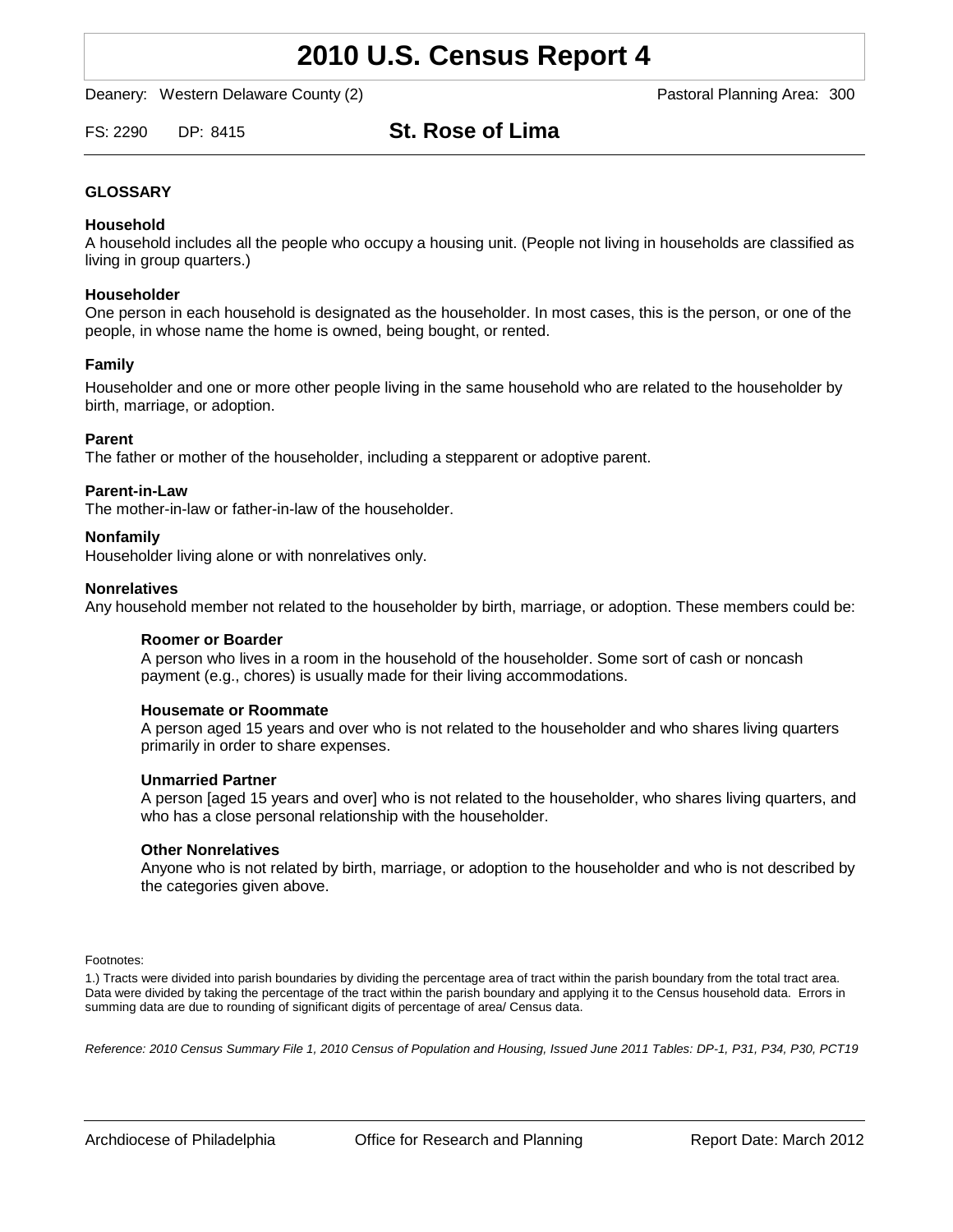# 2010 U.S. Census Report 4

Deanery: Western Delaware County (2) Pastoral Planning Area: 300

FS: 2290 DP: 8415

## St. Rose of Lima

### GLOSSARY

**Household**
A household includes all the people who occupy a housing unit. (People not living in households are classified as living in group quarters.)

**Householder**
One person in each household is designated as the householder. In most cases, this is the person, or one of the people, in whose name the home is owned, being bought, or rented.

**Family**
Householder and one or more other people living in the same household who are related to the householder by birth, marriage, or adoption.

**Parent**
The father or mother of the householder, including a stepparent or adoptive parent.

**Parent-in-Law**
The mother-in-law or father-in-law of the householder.

**Nonfamily**
Householder living alone or with nonrelatives only.

**Nonrelatives**
Any household member not related to the householder by birth, marriage, or adoption. These members could be:

> **Roomer or Boarder**
> A person who lives in a room in the household of the householder. Some sort of cash or noncash payment (e.g., chores) is usually made for their living accommodations.
>
> **Housemate or Roommate**
> A person aged 15 years and over who is not related to the householder and who shares living quarters primarily in order to share expenses.
>
> **Unmarried Partner**
> A person [aged 15 years and over] who is not related to the householder, who shares living quarters, and who has a close personal relationship with the householder.
>
> **Other Nonrelatives**
> Anyone who is not related by birth, marriage, or adoption to the householder and who is not described by the categories given above.

Footnotes:

1.) Tracts were divided into parish boundaries by dividing the percentage area of tract within the parish boundary from the total tract area. Data were divided by taking the percentage of the tract within the parish boundary and applying it to the Census household data. Errors in summing data are due to rounding of significant digits of percentage of area/ Census data.

*Reference: 2010 Census Summary File 1, 2010 Census of Population and Housing, Issued June 2011 Tables: DP-1, P31, P34, P30, PCT19*

Archdiocese of Philadelphia Office for Research and Planning Report Date: March 2012